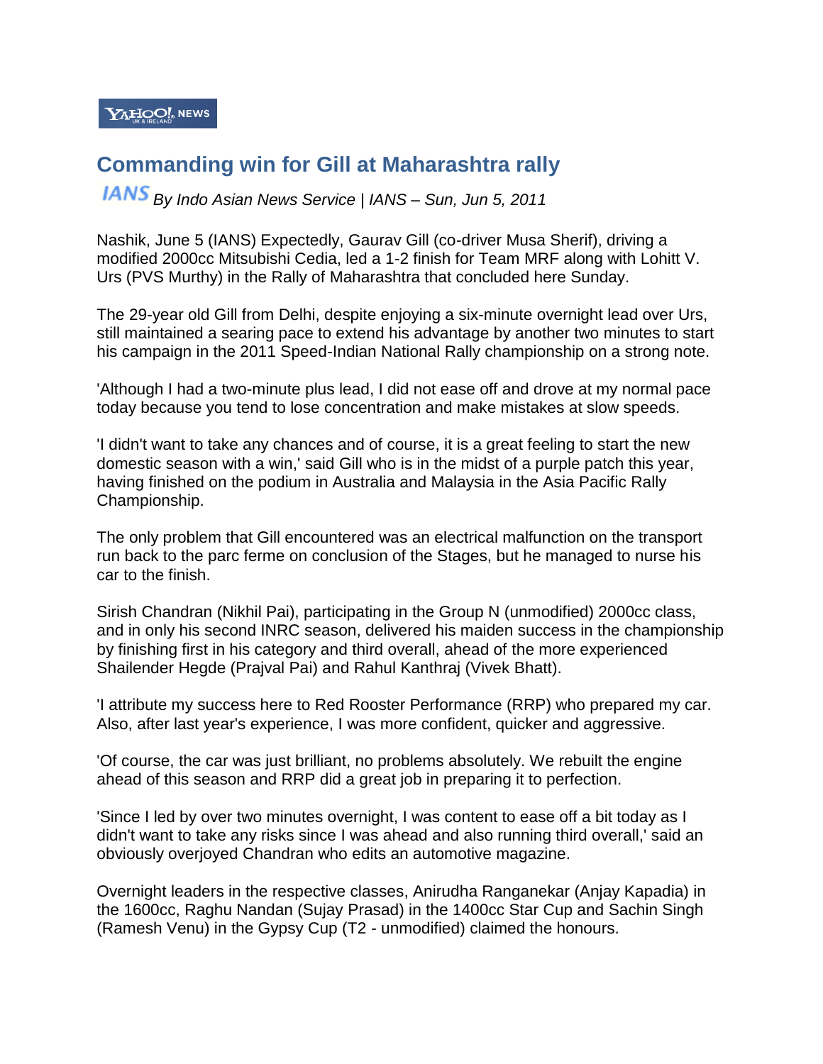YAHOO! NEWS

# Commanding win for Gill at Maharashtra rally

IANS *By Indo Asian News Service | IANS – Sun, Jun 5, 2011*

Nashik, June 5 (IANS) Expectedly, Gaurav Gill (co-driver Musa Sherif), driving a modified 2000cc Mitsubishi Cedia, led a 1-2 finish for Team MRF along with Lohitt V. Urs (PVS Murthy) in the Rally of Maharashtra that concluded here Sunday.

The 29-year old Gill from Delhi, despite enjoying a six-minute overnight lead over Urs, still maintained a searing pace to extend his advantage by another two minutes to start his campaign in the 2011 Speed-Indian National Rally championship on a strong note.

'Although I had a two-minute plus lead, I did not ease off and drove at my normal pace today because you tend to lose concentration and make mistakes at slow speeds.

'I didn't want to take any chances and of course, it is a great feeling to start the new domestic season with a win,' said Gill who is in the midst of a purple patch this year, having finished on the podium in Australia and Malaysia in the Asia Pacific Rally Championship.

The only problem that Gill encountered was an electrical malfunction on the transport run back to the parc ferme on conclusion of the Stages, but he managed to nurse his car to the finish.

Sirish Chandran (Nikhil Pai), participating in the Group N (unmodified) 2000cc class, and in only his second INRC season, delivered his maiden success in the championship by finishing first in his category and third overall, ahead of the more experienced Shailender Hegde (Prajval Pai) and Rahul Kanthraj (Vivek Bhatt).

'I attribute my success here to Red Rooster Performance (RRP) who prepared my car. Also, after last year's experience, I was more confident, quicker and aggressive.

'Of course, the car was just brilliant, no problems absolutely. We rebuilt the engine ahead of this season and RRP did a great job in preparing it to perfection.

'Since I led by over two minutes overnight, I was content to ease off a bit today as I didn't want to take any risks since I was ahead and also running third overall,' said an obviously overjoyed Chandran who edits an automotive magazine.

Overnight leaders in the respective classes, Anirudha Ranganekar (Anjay Kapadia) in the 1600cc, Raghu Nandan (Sujay Prasad) in the 1400cc Star Cup and Sachin Singh (Ramesh Venu) in the Gypsy Cup (T2 - unmodified) claimed the honours.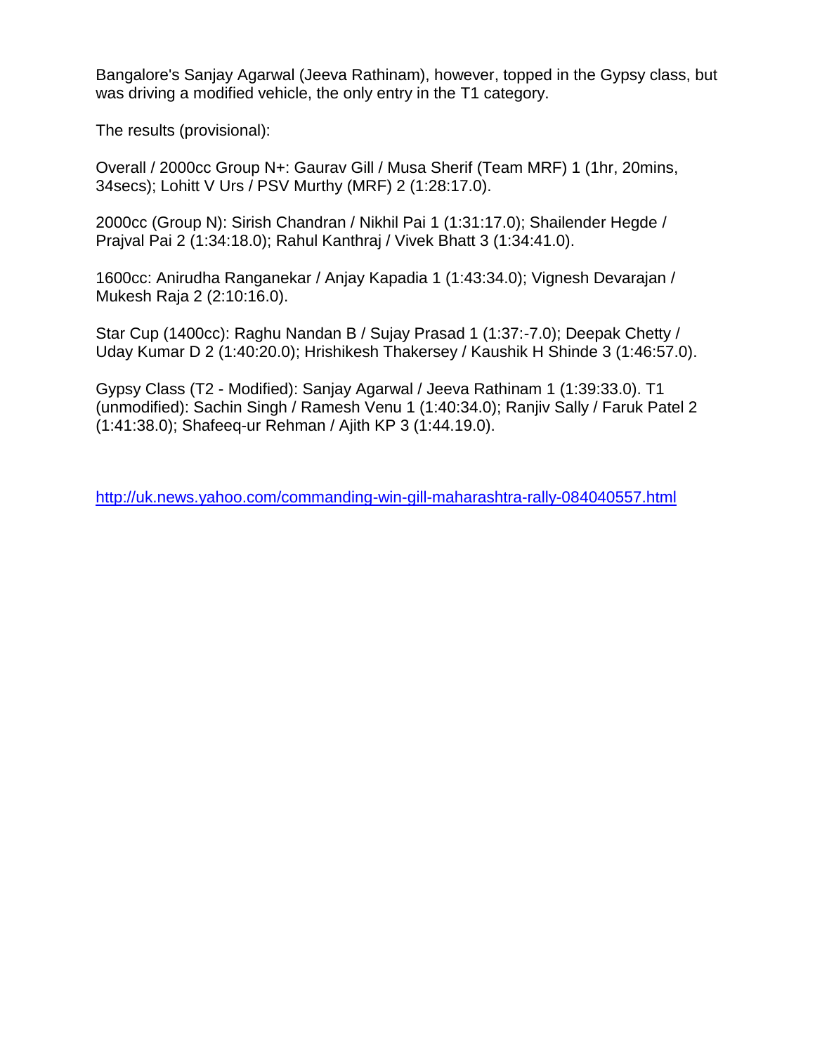Bangalore's Sanjay Agarwal (Jeeva Rathinam), however, topped in the Gypsy class, but was driving a modified vehicle, the only entry in the T1 category.

The results (provisional):

Overall / 2000cc Group N+: Gaurav Gill / Musa Sherif (Team MRF) 1 (1hr, 20mins, 34secs); Lohitt V Urs / PSV Murthy (MRF) 2 (1:28:17.0).

2000cc (Group N): Sirish Chandran / Nikhil Pai 1 (1:31:17.0); Shailender Hegde / Prajval Pai 2 (1:34:18.0); Rahul Kanthraj / Vivek Bhatt 3 (1:34:41.0).

1600cc: Anirudha Ranganekar / Anjay Kapadia 1 (1:43:34.0); Vignesh Devarajan / Mukesh Raja 2 (2:10:16.0).

Star Cup (1400cc): Raghu Nandan B / Sujay Prasad 1 (1:37:-7.0); Deepak Chetty / Uday Kumar D 2 (1:40:20.0); Hrishikesh Thakersey / Kaushik H Shinde 3 (1:46:57.0).

Gypsy Class (T2 - Modified): Sanjay Agarwal / Jeeva Rathinam 1 (1:39:33.0). T1 (unmodified): Sachin Singh / Ramesh Venu 1 (1:40:34.0); Ranjiv Sally / Faruk Patel 2 (1:41:38.0); Shafeeq-ur Rehman / Ajith KP 3 (1:44.19.0).

http://uk.news.yahoo.com/commanding-win-gill-maharashtra-rally-084040557.html